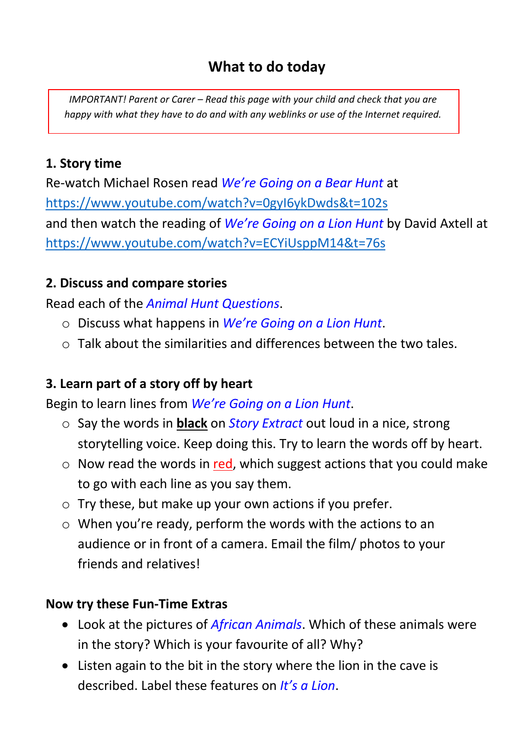# What to do today

*IMPORTANT! Parent or Carer – Read this page with your child and check that you are happy with what they have to do and with any weblinks or use of the Internet required.*

**1. Story time**

Re-watch Michael Rosen read *We're Going on a Bear Hunt* at https://www.youtube.com/watch?v=0gyI6ykDwds&t=102s and then watch the reading of *We're Going on a Lion Hunt* by David Axtell at https://www.youtube.com/watch?v=ECYiUsppM14&t=76s

**2. Discuss and compare stories**

Read each of the *Animal Hunt Questions*.

- Discuss what happens in *We're Going on a Lion Hunt*.
- Talk about the similarities and differences between the two tales.

**3. Learn part of a story off by heart**

Begin to learn lines from *We're Going on a Lion Hunt*.

- Say the words in **black** on *Story Extract* out loud in a nice, strong storytelling voice. Keep doing this. Try to learn the words off by heart.
- Now read the words in red, which suggest actions that you could make to go with each line as you say them.
- Try these, but make up your own actions if you prefer.
- When you're ready, perform the words with the actions to an audience or in front of a camera. Email the film/ photos to your friends and relatives!

**Now try these Fun-Time Extras**

- Look at the pictures of *African Animals*. Which of these animals were in the story? Which is your favourite of all? Why?
- Listen again to the bit in the story where the lion in the cave is described. Label these features on *It's a Lion*.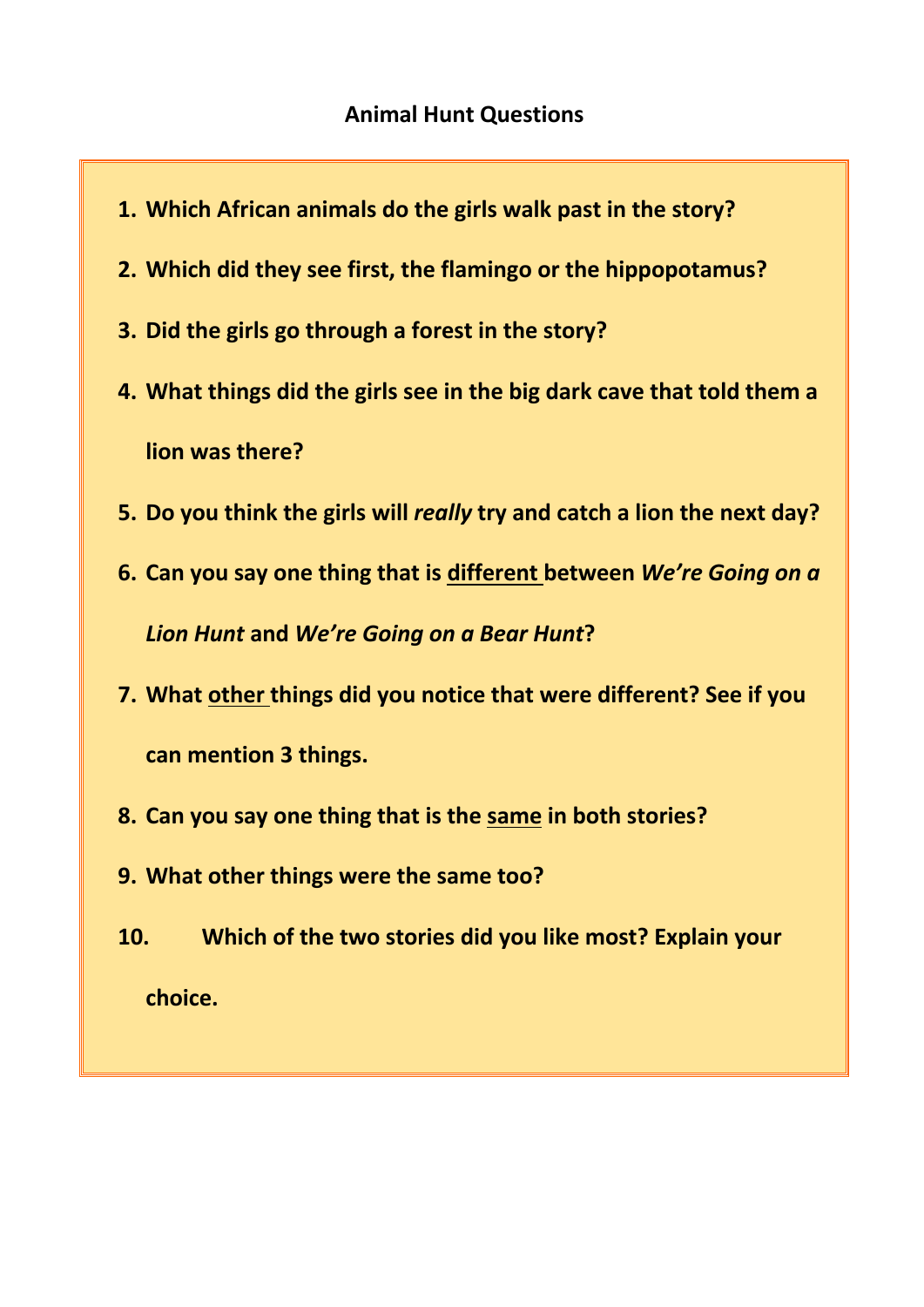# Animal Hunt Questions

1. **Which African animals do the girls walk past in the story?**
2. **Which did they see first, the flamingo or the hippopotamus?**
3. **Did the girls go through a forest in the story?**
4. **What things did the girls see in the big dark cave that told them a lion was there?**
5. **Do you think the girls will *really* try and catch a lion the next day?**
6. **Can you say one thing that is <u>different</u> between *We're Going on a Lion Hunt* and *We're Going on a Bear Hunt*?**
7. **What <u>other</u> things did you notice that were different? See if you can mention 3 things.**
8. **Can you say one thing that is the <u>same</u> in both stories?**
9. **What other things were the same too?**
10. **Which of the two stories did you like most? Explain your choice.**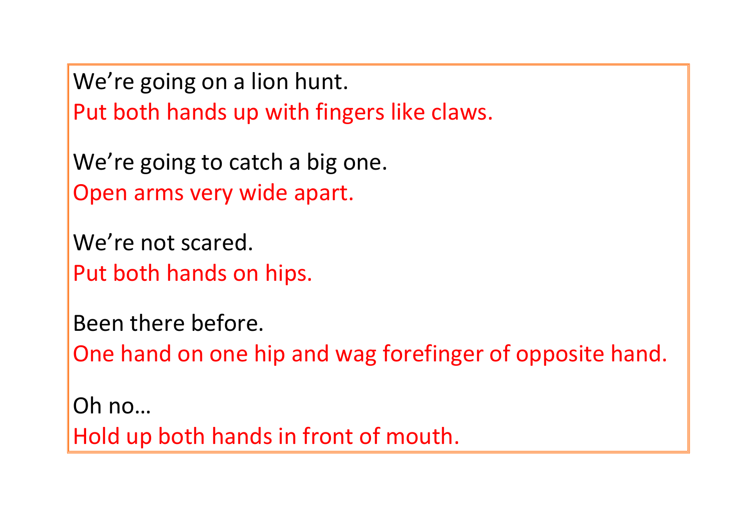We’re going on a lion hunt.
Put both hands up with fingers like claws.

We’re going to catch a big one.
Open arms very wide apart.

We’re not scared.
Put both hands on hips.

Been there before.
One hand on one hip and wag forefinger of opposite hand.

Oh no…
Hold up both hands in front of mouth.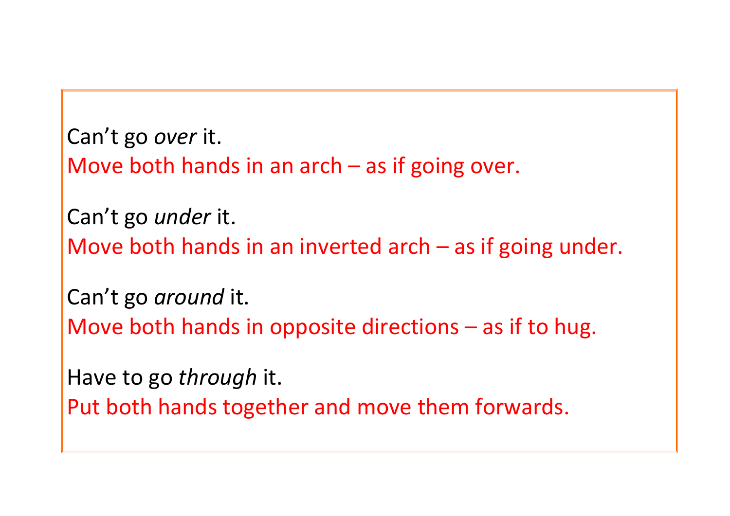Can’t go *over* it.
Move both hands in an arch – as if going over.

Can’t go *under* it.
Move both hands in an inverted arch – as if going under.

Can’t go *around* it.
Move both hands in opposite directions – as if to hug.

Have to go *through* it.
Put both hands together and move them forwards.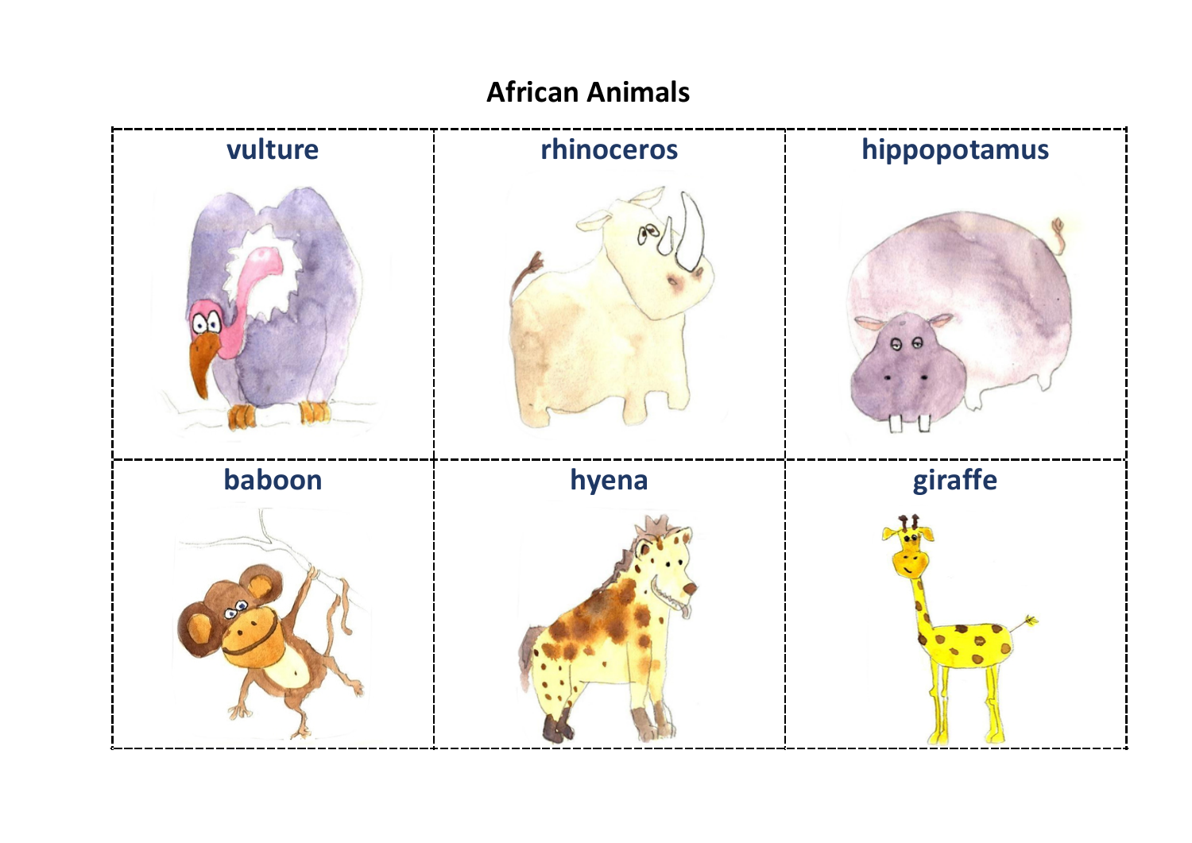## African Animals

| vulture | rhinoceros | hippopotamus |
| --- | --- | --- |
| baboon | hyena | giraffe |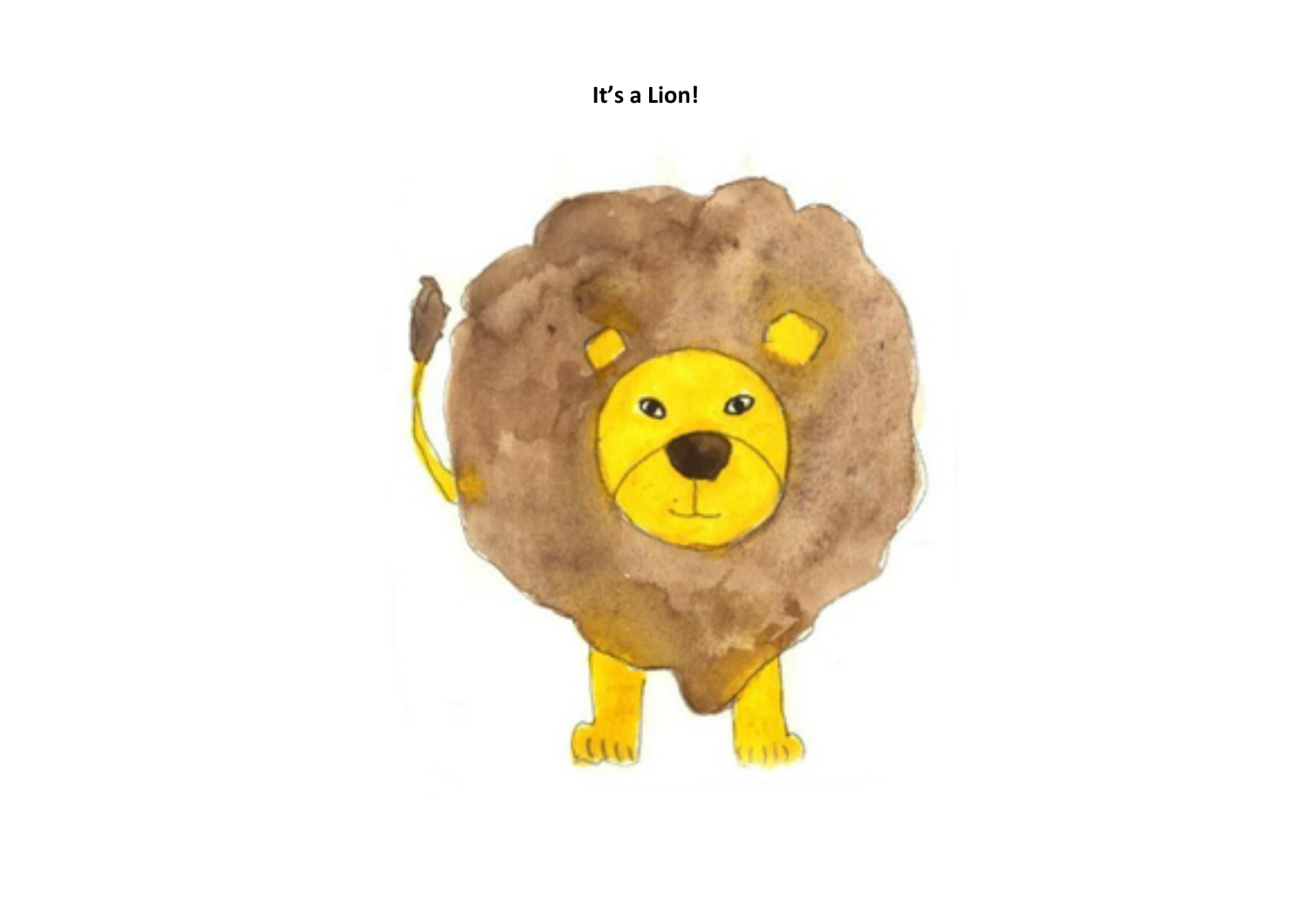**It’s a Lion!**